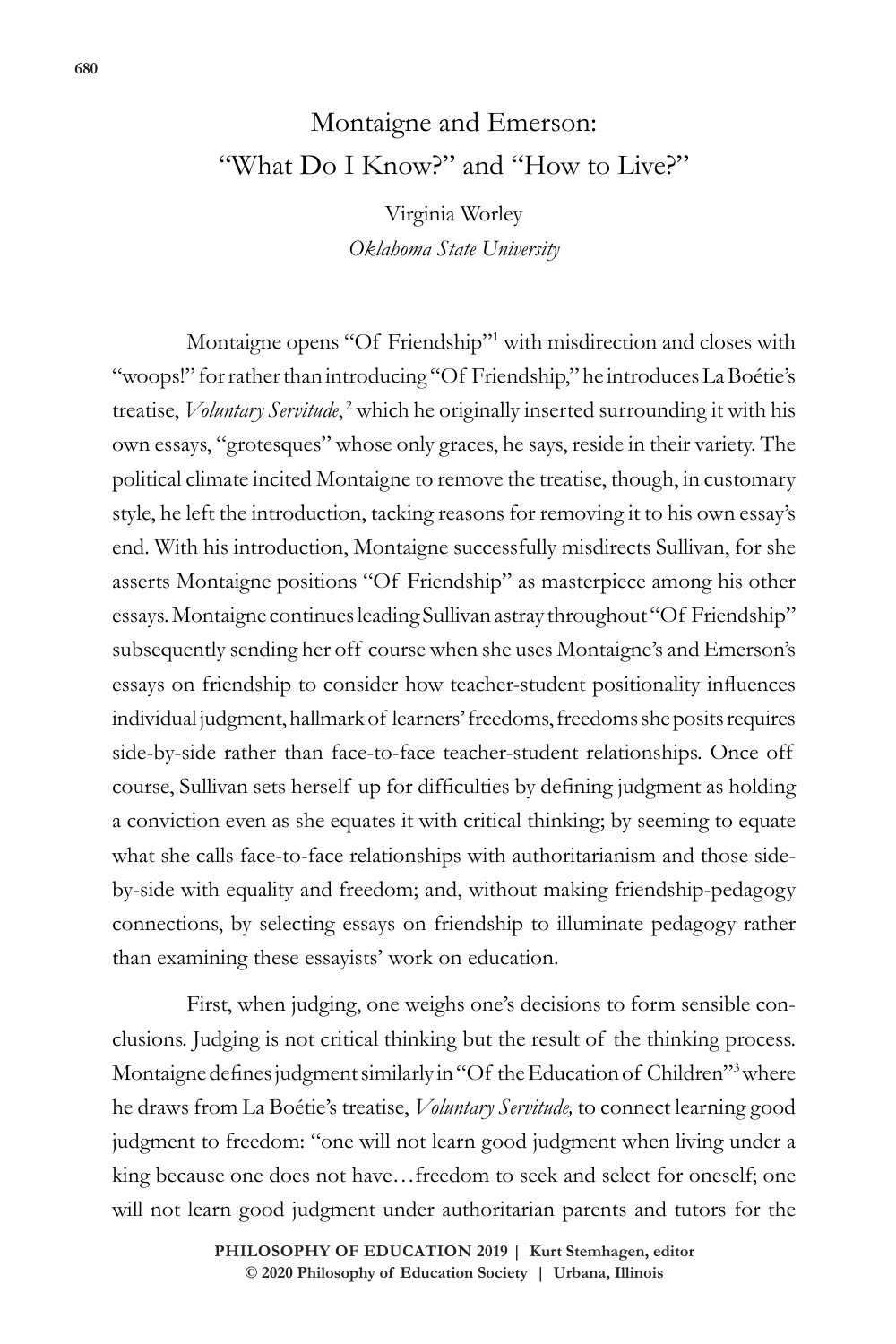# Montaigne and Emerson: "What Do I Know?" and "How to Live?"

Virginia Worley
*Oklahoma State University*

Montaigne opens "Of Friendship"[1] with misdirection and closes with "woops!" for rather than introducing "Of Friendship," he introduces La Boétie's treatise, *Voluntary Servitude*,[2] which he originally inserted surrounding it with his own essays, "grotesques" whose only graces, he says, reside in their variety. The political climate incited Montaigne to remove the treatise, though, in customary style, he left the introduction, tacking reasons for removing it to his own essay's end. With his introduction, Montaigne successfully misdirects Sullivan, for she asserts Montaigne positions "Of Friendship" as masterpiece among his other essays. Montaigne continues leading Sullivan astray throughout "Of Friendship" subsequently sending her off course when she uses Montaigne's and Emerson's essays on friendship to consider how teacher-student positionality influences individual judgment, hallmark of learners' freedoms, freedoms she posits requires side-by-side rather than face-to-face teacher-student relationships. Once off course, Sullivan sets herself up for difficulties by defining judgment as holding a conviction even as she equates it with critical thinking; by seeming to equate what she calls face-to-face relationships with authoritarianism and those side-by-side with equality and freedom; and, without making friendship-pedagogy connections, by selecting essays on friendship to illuminate pedagogy rather than examining these essayists' work on education.

First, when judging, one weighs one's decisions to form sensible conclusions. Judging is not critical thinking but the result of the thinking process. Montaigne defines judgment similarly in "Of the Education of Children"[3] where he draws from La Boétie's treatise, *Voluntary Servitude,* to connect learning good judgment to freedom: "one will not learn good judgment when living under a king because one does not have…freedom to seek and select for oneself; one will not learn good judgment under authoritarian parents and tutors for the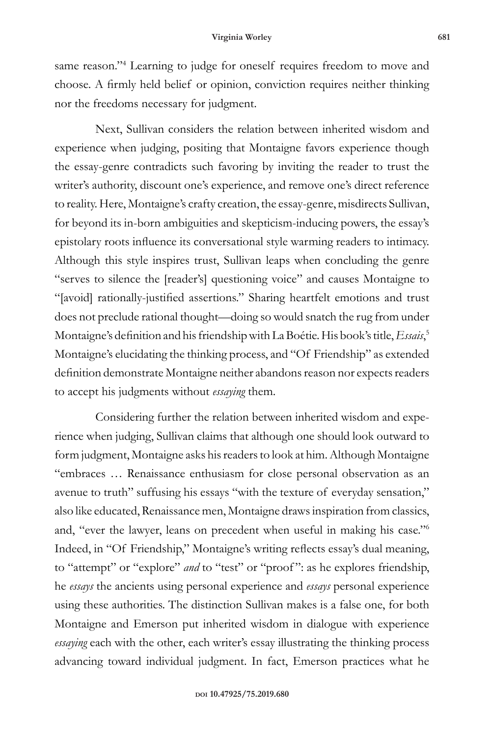same reason."[4] Learning to judge for oneself requires freedom to move and choose. A firmly held belief or opinion, conviction requires neither thinking nor the freedoms necessary for judgment.

Next, Sullivan considers the relation between inherited wisdom and experience when judging, positing that Montaigne favors experience though the essay-genre contradicts such favoring by inviting the reader to trust the writer's authority, discount one's experience, and remove one's direct reference to reality. Here, Montaigne's crafty creation, the essay-genre, misdirects Sullivan, for beyond its in-born ambiguities and skepticism-inducing powers, the essay's epistolary roots influence its conversational style warming readers to intimacy. Although this style inspires trust, Sullivan leaps when concluding the genre "serves to silence the [reader's] questioning voice" and causes Montaigne to "[avoid] rationally-justified assertions." Sharing heartfelt emotions and trust does not preclude rational thought—doing so would snatch the rug from under Montaigne's definition and his friendship with La Boétie. His book's title, *Essais*,[5] Montaigne's elucidating the thinking process, and "Of Friendship" as extended definition demonstrate Montaigne neither abandons reason nor expects readers to accept his judgments without *essaying* them.

Considering further the relation between inherited wisdom and experience when judging, Sullivan claims that although one should look outward to form judgment, Montaigne asks his readers to look at him. Although Montaigne "embraces … Renaissance enthusiasm for close personal observation as an avenue to truth" suffusing his essays "with the texture of everyday sensation," also like educated, Renaissance men, Montaigne draws inspiration from classics, and, "ever the lawyer, leans on precedent when useful in making his case."[6] Indeed, in "Of Friendship," Montaigne's writing reflects essay's dual meaning, to "attempt" or "explore" *and* to "test" or "proof": as he explores friendship, he *essays* the ancients using personal experience and *essays* personal experience using these authorities. The distinction Sullivan makes is a false one, for both Montaigne and Emerson put inherited wisdom in dialogue with experience *essaying* each with the other, each writer's essay illustrating the thinking process advancing toward individual judgment. In fact, Emerson practices what he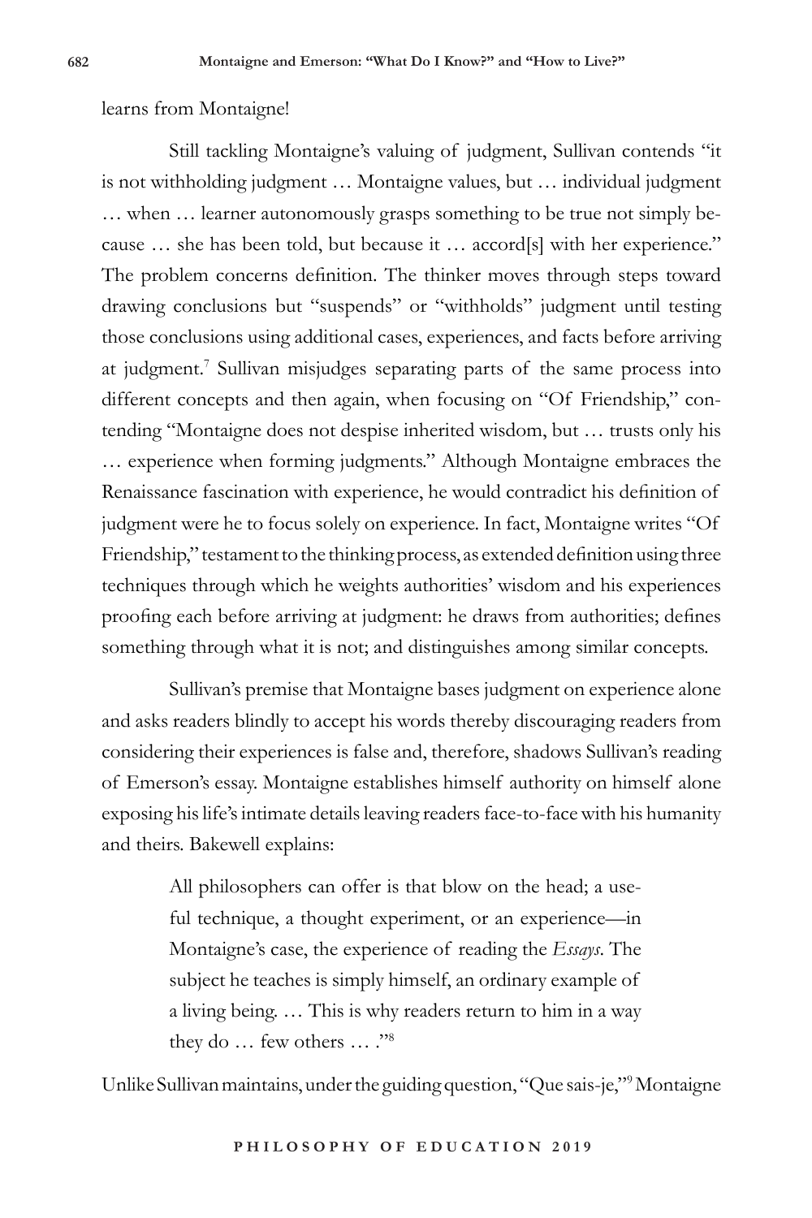learns from Montaigne!

Still tackling Montaigne's valuing of judgment, Sullivan contends "it is not withholding judgment … Montaigne values, but … individual judgment … when … learner autonomously grasps something to be true not simply because … she has been told, but because it … accord[s] with her experience." The problem concerns definition. The thinker moves through steps toward drawing conclusions but "suspends" or "withholds" judgment until testing those conclusions using additional cases, experiences, and facts before arriving at judgment.[7] Sullivan misjudges separating parts of the same process into different concepts and then again, when focusing on "Of Friendship," contending "Montaigne does not despise inherited wisdom, but … trusts only his … experience when forming judgments." Although Montaigne embraces the Renaissance fascination with experience, he would contradict his definition of judgment were he to focus solely on experience. In fact, Montaigne writes "Of Friendship," testament to the thinking process, as extended definition using three techniques through which he weights authorities' wisdom and his experiences proofing each before arriving at judgment: he draws from authorities; defines something through what it is not; and distinguishes among similar concepts.

Sullivan's premise that Montaigne bases judgment on experience alone and asks readers blindly to accept his words thereby discouraging readers from considering their experiences is false and, therefore, shadows Sullivan's reading of Emerson's essay. Montaigne establishes himself authority on himself alone exposing his life's intimate details leaving readers face-to-face with his humanity and theirs. Bakewell explains:

> All philosophers can offer is that blow on the head; a useful technique, a thought experiment, or an experience—in Montaigne's case, the experience of reading the *Essays*. The subject he teaches is simply himself, an ordinary example of a living being. … This is why readers return to him in a way they do … few others … ."[8]

Unlike Sullivan maintains, under the guiding question, "Que sais-je,"[9] Montaigne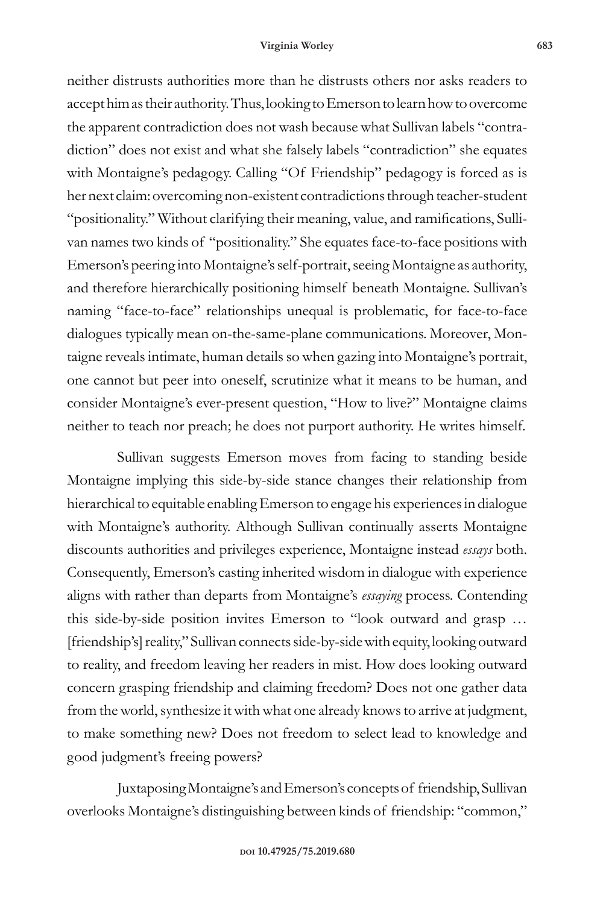neither distrusts authorities more than he distrusts others nor asks readers to accept him as their authority. Thus, looking to Emerson to learn how to overcome the apparent contradiction does not wash because what Sullivan labels "contradiction" does not exist and what she falsely labels "contradiction" she equates with Montaigne's pedagogy. Calling "Of Friendship" pedagogy is forced as is her next claim: overcoming non-existent contradictions through teacher-student "positionality." Without clarifying their meaning, value, and ramifications, Sullivan names two kinds of "positionality." She equates face-to-face positions with Emerson's peering into Montaigne's self-portrait, seeing Montaigne as authority, and therefore hierarchically positioning himself beneath Montaigne. Sullivan's naming "face-to-face" relationships unequal is problematic, for face-to-face dialogues typically mean on-the-same-plane communications. Moreover, Montaigne reveals intimate, human details so when gazing into Montaigne's portrait, one cannot but peer into oneself, scrutinize what it means to be human, and consider Montaigne's ever-present question, "How to live?" Montaigne claims neither to teach nor preach; he does not purport authority. He writes himself.

Sullivan suggests Emerson moves from facing to standing beside Montaigne implying this side-by-side stance changes their relationship from hierarchical to equitable enabling Emerson to engage his experiences in dialogue with Montaigne's authority. Although Sullivan continually asserts Montaigne discounts authorities and privileges experience, Montaigne instead *essays* both. Consequently, Emerson's casting inherited wisdom in dialogue with experience aligns with rather than departs from Montaigne's *essaying* process. Contending this side-by-side position invites Emerson to "look outward and grasp … [friendship's] reality," Sullivan connects side-by-side with equity, looking outward to reality, and freedom leaving her readers in mist. How does looking outward concern grasping friendship and claiming freedom? Does not one gather data from the world, synthesize it with what one already knows to arrive at judgment, to make something new? Does not freedom to select lead to knowledge and good judgment's freeing powers?

Juxtaposing Montaigne's and Emerson's concepts of friendship, Sullivan overlooks Montaigne's distinguishing between kinds of friendship: "common,"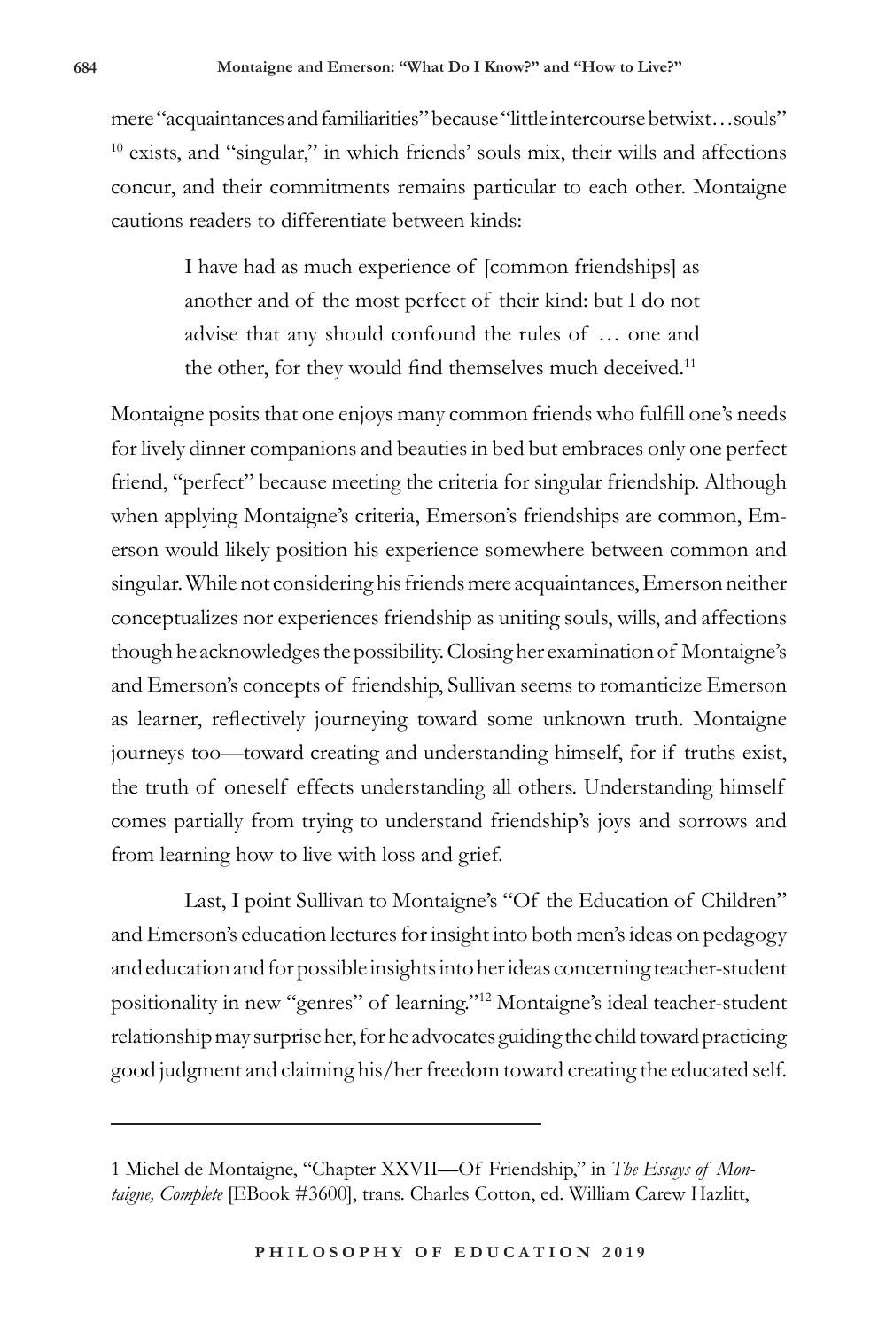mere "acquaintances and familiarities" because "little intercourse betwixt…souls" [10] exists, and "singular," in which friends' souls mix, their wills and affections concur, and their commitments remains particular to each other. Montaigne cautions readers to differentiate between kinds:

> I have had as much experience of [common friendships] as another and of the most perfect of their kind: but I do not advise that any should confound the rules of … one and the other, for they would find themselves much deceived.[11]

Montaigne posits that one enjoys many common friends who fulfill one's needs for lively dinner companions and beauties in bed but embraces only one perfect friend, "perfect" because meeting the criteria for singular friendship. Although when applying Montaigne's criteria, Emerson's friendships are common, Emerson would likely position his experience somewhere between common and singular. While not considering his friends mere acquaintances, Emerson neither conceptualizes nor experiences friendship as uniting souls, wills, and affections though he acknowledges the possibility. Closing her examination of Montaigne's and Emerson's concepts of friendship, Sullivan seems to romanticize Emerson as learner, reflectively journeying toward some unknown truth. Montaigne journeys too—toward creating and understanding himself, for if truths exist, the truth of oneself effects understanding all others. Understanding himself comes partially from trying to understand friendship's joys and sorrows and from learning how to live with loss and grief.

Last, I point Sullivan to Montaigne's "Of the Education of Children" and Emerson's education lectures for insight into both men's ideas on pedagogy and education and for possible insights into her ideas concerning teacher-student positionality in new "genres" of learning."[12] Montaigne's ideal teacher-student relationship may surprise her, for he advocates guiding the child toward practicing good judgment and claiming his/her freedom toward creating the educated self.

---

1 Michel de Montaigne, "Chapter XXVII—Of Friendship," in *The Essays of Montaigne, Complete* [EBook #3600], trans. Charles Cotton, ed. William Carew Hazlitt,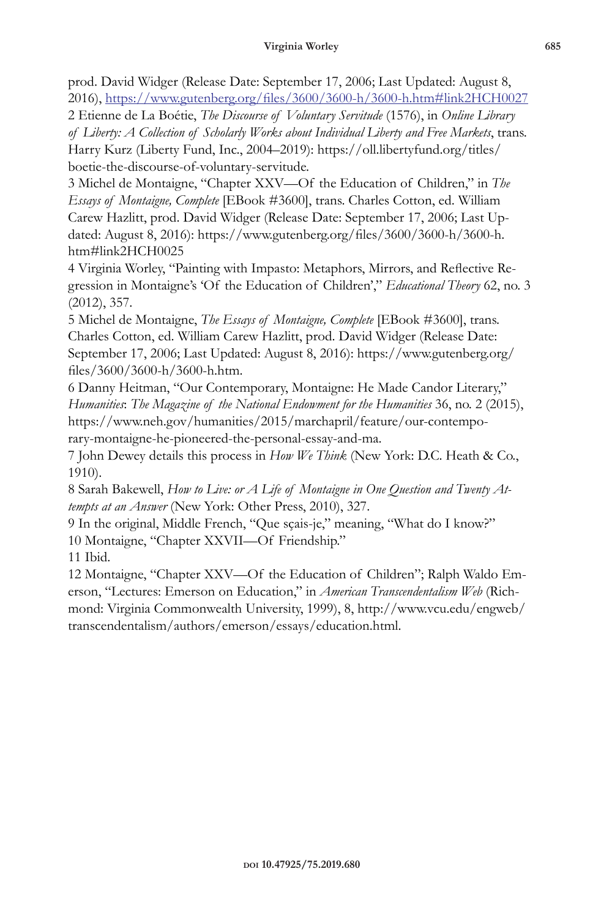prod. David Widger (Release Date: September 17, 2006; Last Updated: August 8, 2016), https://www.gutenberg.org/files/3600/3600-h/3600-h.htm#link2HCH0027

2 Etienne de La Boétie, *The Discourse of Voluntary Servitude* (1576), in *Online Library of Liberty: A Collection of Scholarly Works about Individual Liberty and Free Markets*, trans. Harry Kurz (Liberty Fund, Inc., 2004–2019): https://oll.libertyfund.org/titles/boetie-the-discourse-of-voluntary-servitude.

3 Michel de Montaigne, "Chapter XXV—Of the Education of Children," in *The Essays of Montaigne, Complete* [EBook #3600], trans. Charles Cotton, ed. William Carew Hazlitt, prod. David Widger (Release Date: September 17, 2006; Last Updated: August 8, 2016): https://www.gutenberg.org/files/3600/3600-h/3600-h.htm#link2HCH0025

4 Virginia Worley, "Painting with Impasto: Metaphors, Mirrors, and Reflective Regression in Montaigne's 'Of the Education of Children'," *Educational Theory* 62, no. 3 (2012), 357.

5 Michel de Montaigne, *The Essays of Montaigne, Complete* [EBook #3600], trans. Charles Cotton, ed. William Carew Hazlitt, prod. David Widger (Release Date: September 17, 2006; Last Updated: August 8, 2016): https://www.gutenberg.org/files/3600/3600-h/3600-h.htm.

6 Danny Heitman, "Our Contemporary, Montaigne: He Made Candor Literary," *Humanities*: *The Magazine of the National Endowment for the Humanities* 36, no. 2 (2015), https://www.neh.gov/humanities/2015/marchapril/feature/our-contemporary-montaigne-he-pioneered-the-personal-essay-and-ma.

7 John Dewey details this process in *How We Think* (New York: D.C. Heath & Co., 1910).

8 Sarah Bakewell, *How to Live: or A Life of Montaigne in One Question and Twenty Attempts at an Answer* (New York: Other Press, 2010), 327.

9 In the original, Middle French, "Que sçais-je," meaning, "What do I know?"

10 Montaigne, "Chapter XXVII—Of Friendship."

11 Ibid.

12 Montaigne, "Chapter XXV—Of the Education of Children"; Ralph Waldo Emerson, "Lectures: Emerson on Education," in *American Transcendentalism Web* (Richmond: Virginia Commonwealth University, 1999), 8, http://www.vcu.edu/engweb/transcendentalism/authors/emerson/essays/education.html.